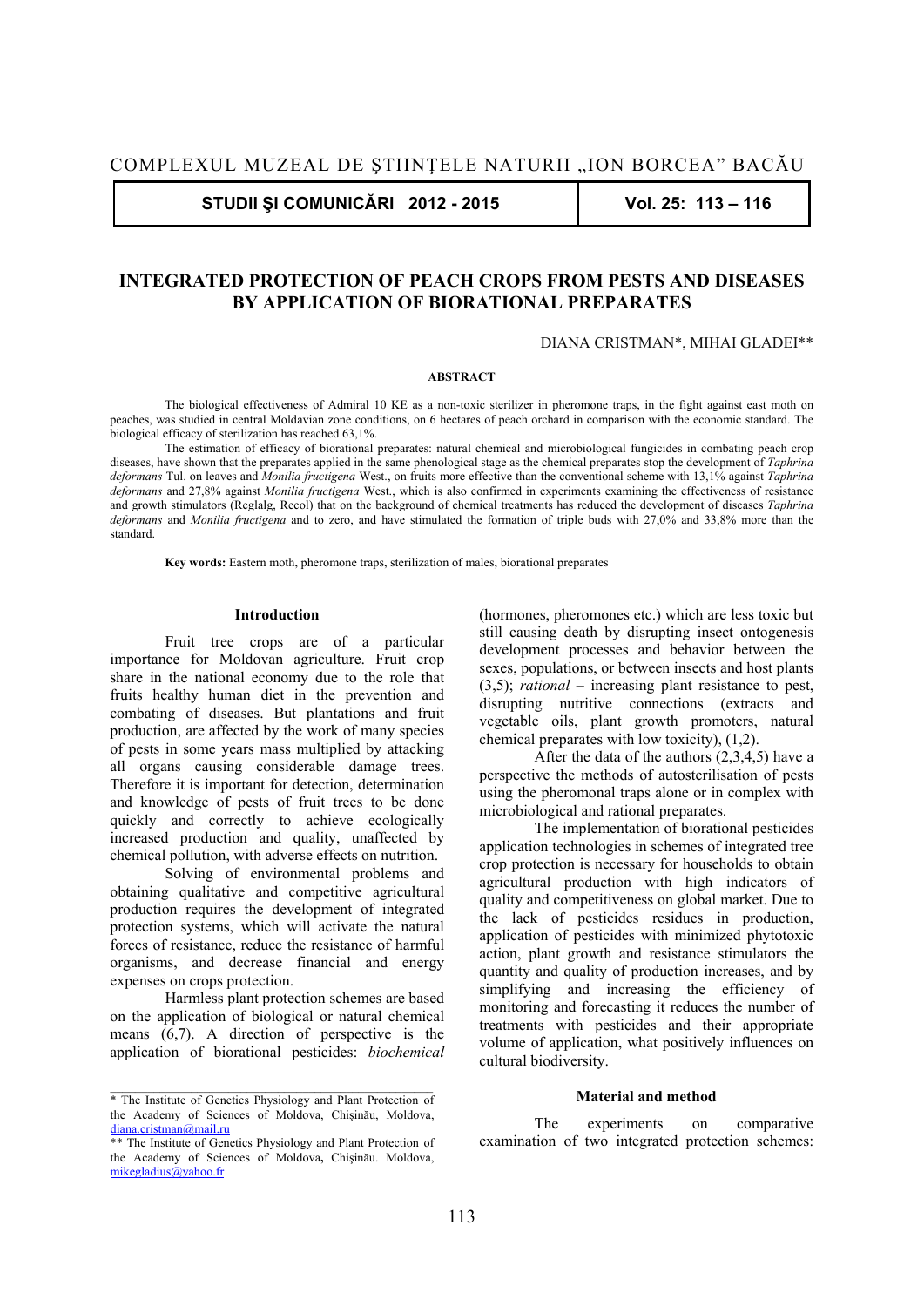# INTEGRATED PROTECTION OF PEACH CROPS FROM PESTS AND DISEASES BY APPLICATION OF BIORATIONAL PREPARATES

DIANA CRISTMAN*, MIHAI GLADEI**

**ABSTRACT**

The biological effectiveness of Admiral 10 KE as a non-toxic sterilizer in pheromone traps, in the fight against east moth on peaches, was studied in central Moldavian zone conditions, on 6 hectares of peach orchard in comparison with the economic standard. The biological efficacy of sterilization has reached 63,1%.

The estimation of efficacy of biorational preparates: natural chemical and microbiological fungicides in combating peach crop diseases, have shown that the preparates applied in the same phenological stage as the chemical preparates stop the development of *Taphrina deformans* Tul. on leaves and *Monilia fructigena* West., on fruits more effective than the conventional scheme with 13,1% against *Taphrina deformans* and 27,8% against *Monilia fructigena* West., which is also confirmed in experiments examining the effectiveness of resistance and growth stimulators (Reglalg, Recol) that on the background of chemical treatments has reduced the development of diseases *Taphrina deformans* and *Monilia fructigena* and to zero, and have stimulated the formation of triple buds with 27,0% and 33,8% more than the standard.

**Key words:** Eastern moth, pheromone traps, sterilization of males, biorational preparates

## Introduction

Fruit tree crops are of a particular importance for Moldovan agriculture. Fruit crop share in the national economy due to the role that fruits healthy human diet in the prevention and combating of diseases. But plantations and fruit production, are affected by the work of many species of pests in some years mass multiplied by attacking all organs causing considerable damage trees. Therefore it is important for detection, determination and knowledge of pests of fruit trees to be done quickly and correctly to achieve ecologically increased production and quality, unaffected by chemical pollution, with adverse effects on nutrition.

Solving of environmental problems and obtaining qualitative and competitive agricultural production requires the development of integrated protection systems, which will activate the natural forces of resistance, reduce the resistance of harmful organisms, and decrease financial and energy expenses on crops protection.

Harmless plant protection schemes are based on the application of biological or natural chemical means (6,7). A direction of perspective is the application of biorational pesticides: *biochemical* (hormones, pheromones etc.) which are less toxic but still causing death by disrupting insect ontogenesis development processes and behavior between the sexes, populations, or between insects and host plants (3,5); *rational* – increasing plant resistance to pest, disrupting nutritive connections (extracts and vegetable oils, plant growth promoters, natural chemical preparates with low toxicity), (1,2).

After the data of the authors (2,3,4,5) have a perspective the methods of autosterilisation of pests using the pheromonal traps alone or in complex with microbiological and rational preparates.

The implementation of biorational pesticides application technologies in schemes of integrated tree crop protection is necessary for households to obtain agricultural production with high indicators of quality and competitiveness on global market. Due to the lack of pesticides residues in production, application of pesticides with minimized phytotoxic action, plant growth and resistance stimulators the quantity and quality of production increases, and by simplifying and increasing the efficiency of monitoring and forecasting it reduces the number of treatments with pesticides and their appropriate volume of application, what positively influences on cultural biodiversity.

## Material and method

The experiments on comparative examination of two integrated protection schemes:

---

\* The Institute of Genetics Physiology and Plant Protection of the Academy of Sciences of Moldova, Chişinău, Moldova, diana.cristman@mail.ru

\*\* The Institute of Genetics Physiology and Plant Protection of the Academy of Sciences of Moldova, Chişinău. Moldova, mikegladius@yahoo.fr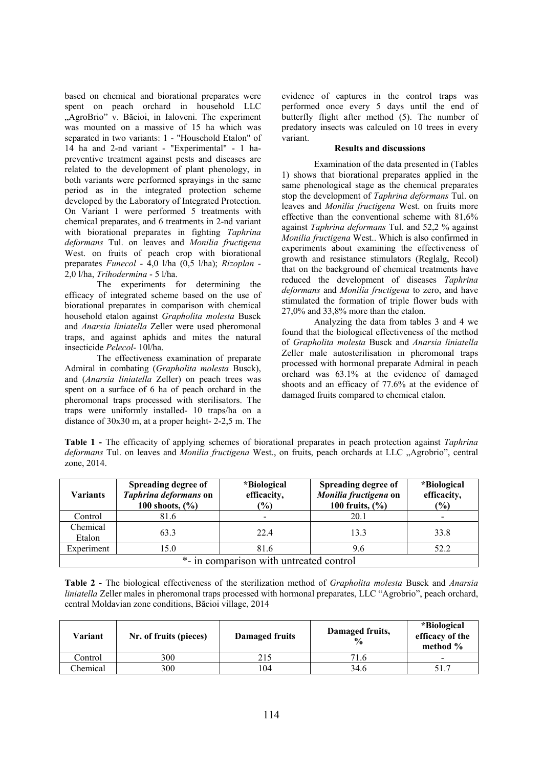based on chemical and biorational preparates were spent on peach orchard in household LLC „AgroBrio" v. Băcioi, in Ialoveni. The experiment was mounted on a massive of 15 ha which was separated in two variants: 1 - "Household Etalon" of 14 ha and 2-nd variant - "Experimental" - 1 ha-preventive treatment against pests and diseases are related to the development of plant phenology, in both variants were performed sprayings in the same period as in the integrated protection scheme developed by the Laboratory of Integrated Protection. On Variant 1 were performed 5 treatments with chemical preparates, and 6 treatments in 2-nd variant with biorational preparates in fighting *Taphrina deformans* Tul. on leaves and *Monilia fructigena* West. on fruits of peach crop with biorational preparates *Funecol* - 4,0 l/ha (0,5 l/ha); *Rizoplan* - 2,0 l/ha, *Trihodermina* - 5 l/ha.

The experiments for determining the efficacy of integrated scheme based on the use of biorational preparates in comparison with chemical household etalon against *Grapholita molesta* Busck and *Anarsia liniatella* Zeller were used pheromonal traps, and against aphids and mites the natural insecticide *Pelecol*- 10l/ha.

The effectiveness examination of preparate Admiral in combating (*Grapholita molesta* Busck), and (*Anarsia liniatella* Zeller) on peach trees was spent on a surface of 6 ha of peach orchard in the pheromonal traps processed with sterilisators. The traps were uniformly installed- 10 traps/ha on a distance of 30x30 m, at a proper height- 2-2,5 m. The evidence of captures in the control traps was performed once every 5 days until the end of butterfly flight after method (5). The number of predatory insects was calculed on 10 trees in every variant.

### Results and discussions

Examination of the data presented in (Tables 1) shows that biorational preparates applied in the same phenological stage as the chemical preparates stop the development of *Taphrina deformans* Tul. on leaves and *Monilia fructigena* West. on fruits more effective than the conventional scheme with 81,6% against *Taphrina deformans* Tul. and 52,2 % against *Monilia fructigena* West.. Which is also confirmed in experiments about examining the effectiveness of growth and resistance stimulators (Reglalg, Recol) that on the background of chemical treatments have reduced the development of diseases *Taphrina deformans* and *Monilia fructigena* to zero, and have stimulated the formation of triple flower buds with 27,0% and 33,8% more than the etalon.

Analyzing the data from tables 3 and 4 we found that the biological effectiveness of the method of *Grapholita molesta* Busck and *Anarsia liniatella* Zeller male autosterilisation in pheromonal traps processed with hormonal preparate Admiral in peach orchard was 63.1% at the evidence of damaged shoots and an efficacy of 77.6% at the evidence of damaged fruits compared to chemical etalon.

**Table 1 -** The efficacity of applying schemes of biorational preparates in peach protection against *Taphrina deformans* Tul. on leaves and *Monilia fructigena* West., on fruits, peach orchards at LLC „Agrobrio", central zone, 2014.

| Variants | Spreading degree of *Taphrina deformans* on 100 shoots, (%) | *Biological efficacity, (%) | Spreading degree of *Monilia fructigena* on 100 fruits, (%) | *Biological efficacity, (%) |
|---|---|---|---|---|
| Control | 81.6 | - | 20.1 | - |
| Chemical Etalon | 63.3 | 22.4 | 13.3 | 33.8 |
| Experiment | 15.0 | 81.6 | 9.6 | 52.2 |
| *- in comparison with untreated control | | | | |

**Table 2 -** The biological effectiveness of the sterilization method of *Grapholita molesta* Busck and *Anarsia liniatella* Zeller males in pheromonal traps processed with hormonal preparates, LLC "Agrobrio", peach orchard, central Moldavian zone conditions, Băcioi village, 2014

| Variant | Nr. of fruits (pieces) | Damaged fruits | Damaged fruits, % | *Biological efficacy of the method % |
|---|---|---|---|---|
| Control | 300 | 215 | 71.6 | - |
| Chemical | 300 | 104 | 34.6 | 51.7 |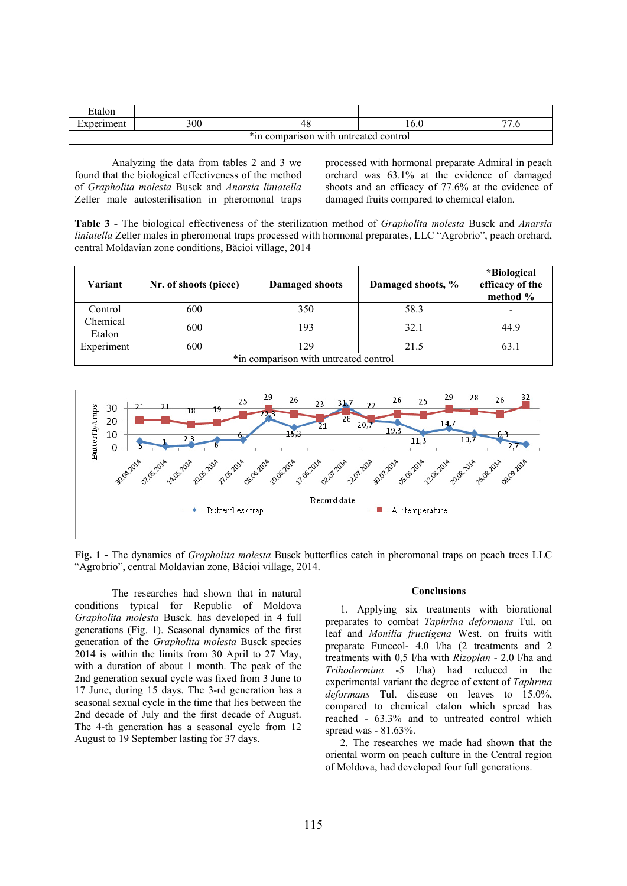| | | | | |
|---|---|---|---|---|
| Etalon | | | | |
| Experiment | 300 | 48 | 16.0 | 77.6 |
| *in comparison with untreated control | | | | |

Analyzing the data from tables 2 and 3 we found that the biological effectiveness of the method of *Grapholita molesta* Busck and *Anarsia liniatella* Zeller male autosterilisation in pheromonal traps processed with hormonal preparate Admiral in peach orchard was 63.1% at the evidence of damaged shoots and an efficacy of 77.6% at the evidence of damaged fruits compared to chemical etalon.

**Table 3 -** The biological effectiveness of the sterilization method of *Grapholita molesta* Busck and *Anarsia liniatella* Zeller males in pheromonal traps processed with hormonal preparates, LLC "Agrobrio", peach orchard, central Moldavian zone conditions, Băcioi village, 2014

| Variant | Nr. of shoots (piece) | Damaged shoots | Damaged shoots, % | *Biological efficacy of the method % |
|---|---|---|---|---|
| Control | 600 | 350 | 58.3 | - |
| Chemical Etalon | 600 | 193 | 32.1 | 44.9 |
| Experiment | 600 | 129 | 21.5 | 63.1 |
| *in comparison with untreated control | | | | |

**Fig. 1 -** The dynamics of *Grapholita molesta* Busck butterflies catch in pheromonal traps on peach trees LLC "Agrobrio", central Moldavian zone, Băcioi village, 2014.

The researches had shown that in natural conditions typical for Republic of Moldova *Grapholita molesta* Busck. has developed in 4 full generations (Fig. 1). Seasonal dynamics of the first generation of the *Grapholita molesta* Busck species 2014 is within the limits from 30 April to 27 May, with a duration of about 1 month. The peak of full 2nd generation sexual cycle was fixed from 3 June to 17 June, during 15 days. The 3-rd generation has a seasonal sexual cycle in the time that lies between the 2nd decade of July and the first decade of August. The 4-th generation has a seasonal cycle from 12 August to 19 September lasting for 37 days.

## Conclusions

1. Applying six treatments with biorational preparates to combat *Taphrina deformans* Tul. on leaf and *Monilia fructigena* West. on fruits with preparate Funecol- 4.0 l/ha (2 treatments and 2 treatments with 0,5 l/ha with *Rizoplan* - 2.0 l/ha and *Trihodermina* -5 l/ha) had reduced in the experimental variant the degree of extent of *Taphrina deformans* Tul. disease on leaves to 15.0%, compared to chemical etalon which spread has reached - 63.3% and to untreated control which spread was - 81.63%.

2. The researches we made had shown that the oriental worm on peach culture in the Central region of Moldova, had developed four full generations.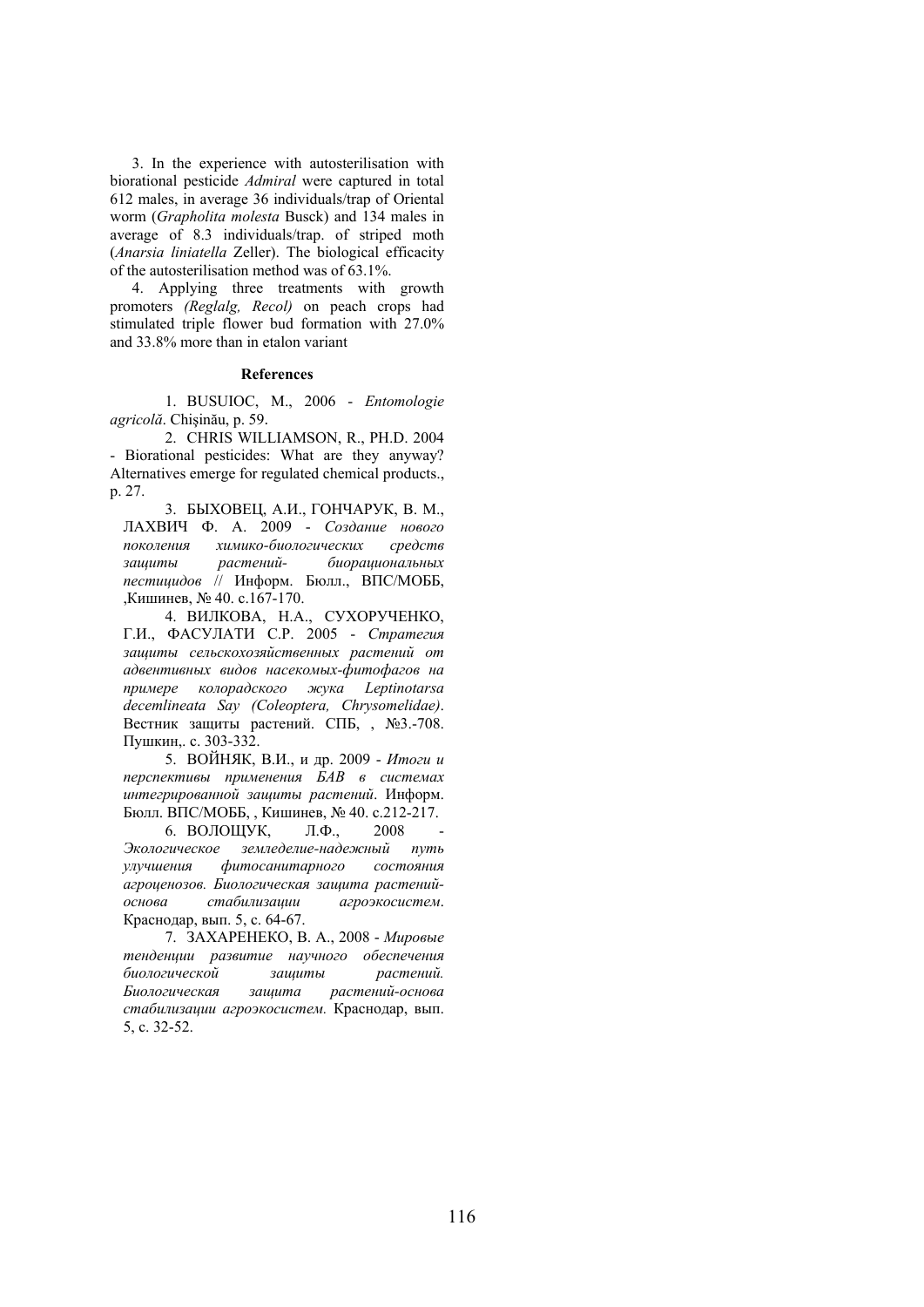3. In the experience with autosterilisation with biorational pesticide *Admiral* were captured in total 612 males, in average 36 individuals/trap of Oriental worm (*Grapholita molesta* Busck) and 134 males in average of 8.3 individuals/trap. of striped moth (*Anarsia liniatella* Zeller). The biological efficacity of the autosterilisation method was of 63.1%.

4. Applying three treatments with growth promoters *(Reglalg, Recol)* on peach crops had stimulated triple flower bud formation with 27.0% and 33.8% more than in etalon variant

## References

1. BUSUIOC, M., 2006 - *Entomologie agricolă*. Chişinău, p. 59.
2. CHRIS WILLIAMSON, R., PH.D. 2004 - Biorational pesticides: What are they anyway? Alternatives emerge for regulated chemical products., p. 27.
3. БЫХОВЕЦ, А.И., ГОНЧАРУК, В. М., ЛАХВИЧ Ф. А. 2009 - *Создание нового поколения химико-биологических средств защиты растений- биорациональных пестицидов* // Информ. Бюлл., ВПС/МОББ, ,Кишинев, № 40. с.167-170.
4. ВИЛКОВА, Н.А., СУХОРУЧЕНКО, Г.И., ФАСУЛАТИ С.Р. 2005 - *Стратегия защиты сельскохозяйственных растений от адвентивных видов насекомых-фитофагов на примере колорадского жука Leptinotarsa decemlineata Say (Coleoptera, Chrysomelidae)*. Вестник защиты растений. СПБ, , №3.-708. Пушкин,. с. 303-332.
5. ВОЙНЯК, В.И., и др. 2009 - *Итоги и перспективы применения БАВ в системах интегрированной защиты растений*. Информ. Бюлл. ВПС/МОББ, , Кишинев, № 40. с.212-217.
6. ВОЛОЩУК, Л.Ф., 2008 - *Экологическое земледелие-надежный путь улучшения фитосанитарного состояния агроценозов. Биологическая защита растений-основа стабилизации агроэкосистем*. Краснодар, вып. 5, с. 64-67.
7. ЗАХАРЕНЕКО, В. А., 2008 - *Мировые тенденции развитие научного обеспечения биологической защиты растений. Биологическая защита растений-основа стабилизации агроэкосистем.* Краснодар, вып. 5, с. 32-52.